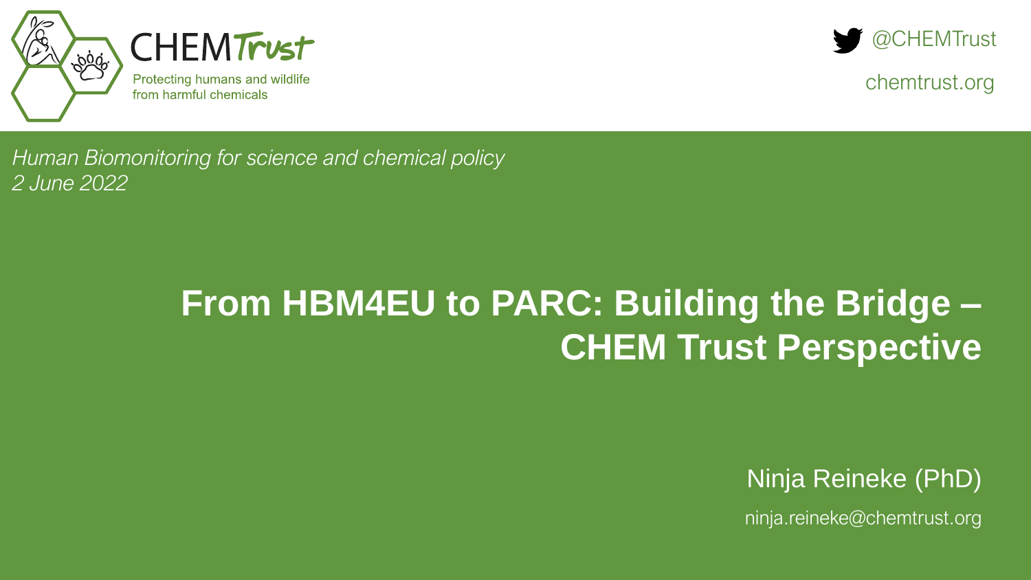CHEM Trust

Protecting humans and wildlife from harmful chemicals

@CHEMTrust

chemtrust.org

*Human Biomonitoring for science and chemical policy*
*2 June 2022*

# From HBM4EU to PARC: Building the Bridge – CHEM Trust Perspective

Ninja Reineke (PhD)

ninja.reineke@chemtrust.org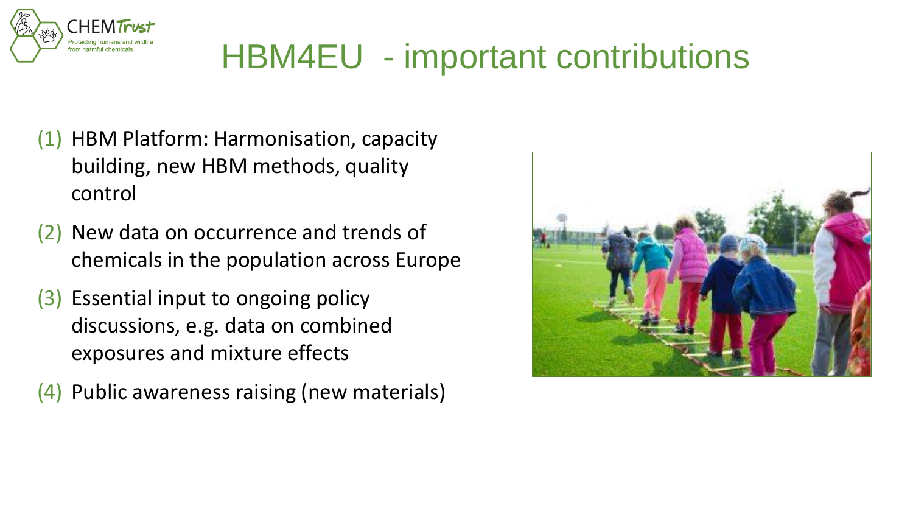# HBM4EU - important contributions

(1) HBM Platform: Harmonisation, capacity building, new HBM methods, quality control

(2) New data on occurrence and trends of chemicals in the population across Europe

(3) Essential input to ongoing policy discussions, e.g. data on combined exposures and mixture effects

(4) Public awareness raising (new materials)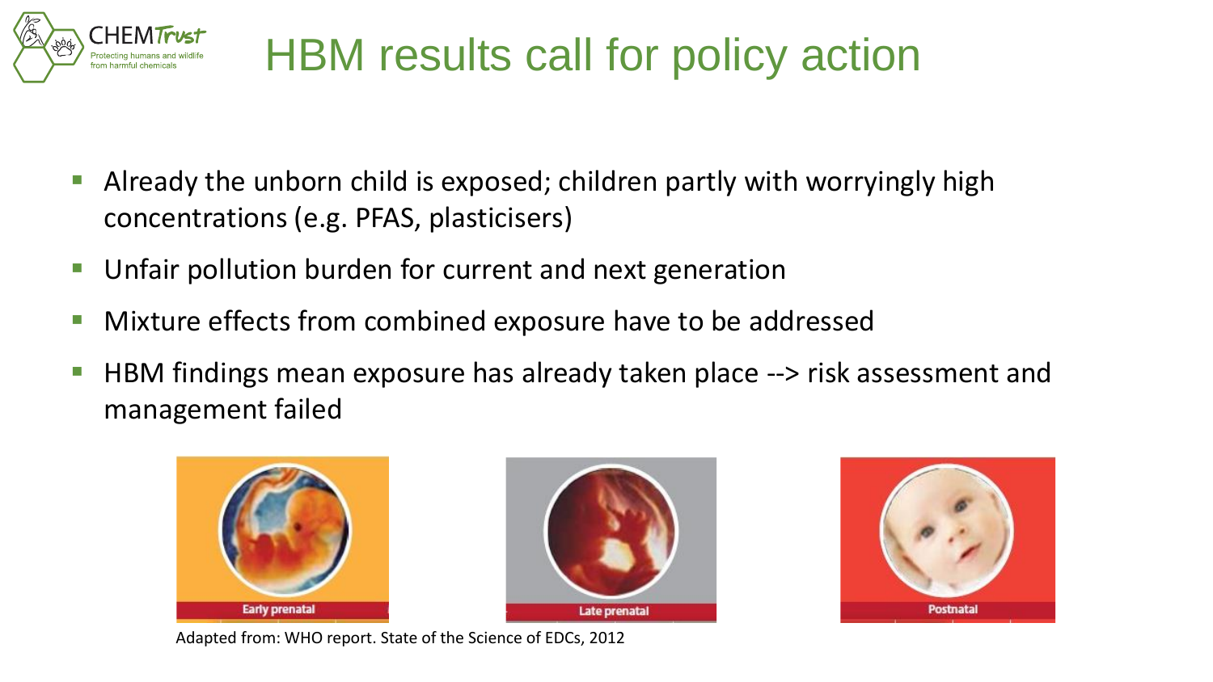# HBM results call for policy action

- Already the unborn child is exposed; children partly with worryingly high concentrations (e.g. PFAS, plasticisers)
- Unfair pollution burden for current and next generation
- Mixture effects from combined exposure have to be addressed
- HBM findings mean exposure has already taken place --> risk assessment and management failed

Early prenatal

Late prenatal

Postnatal

Adapted from: WHO report. State of the Science of EDCs, 2012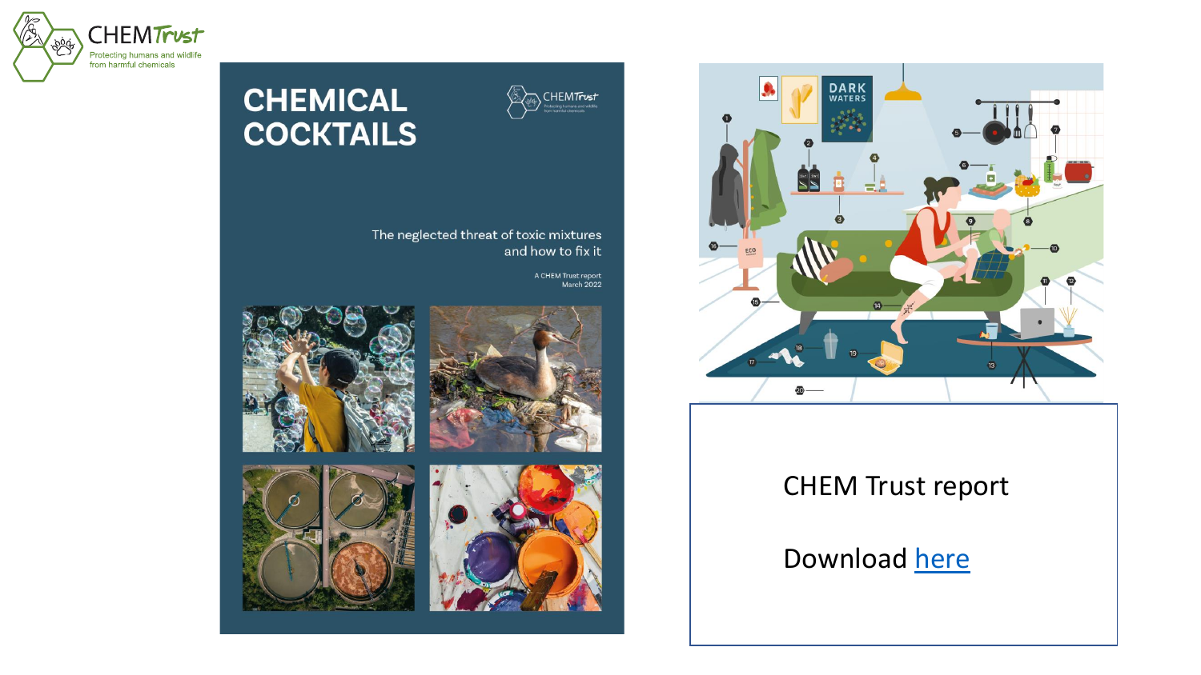CHEM Trust

Protecting humans and wildlife from harmful chemicals

# CHEMICAL COCKTAILS

The neglected threat of toxic mixtures and how to fix it

A CHEM Trust report
March 2022

CHEM Trust report

Download here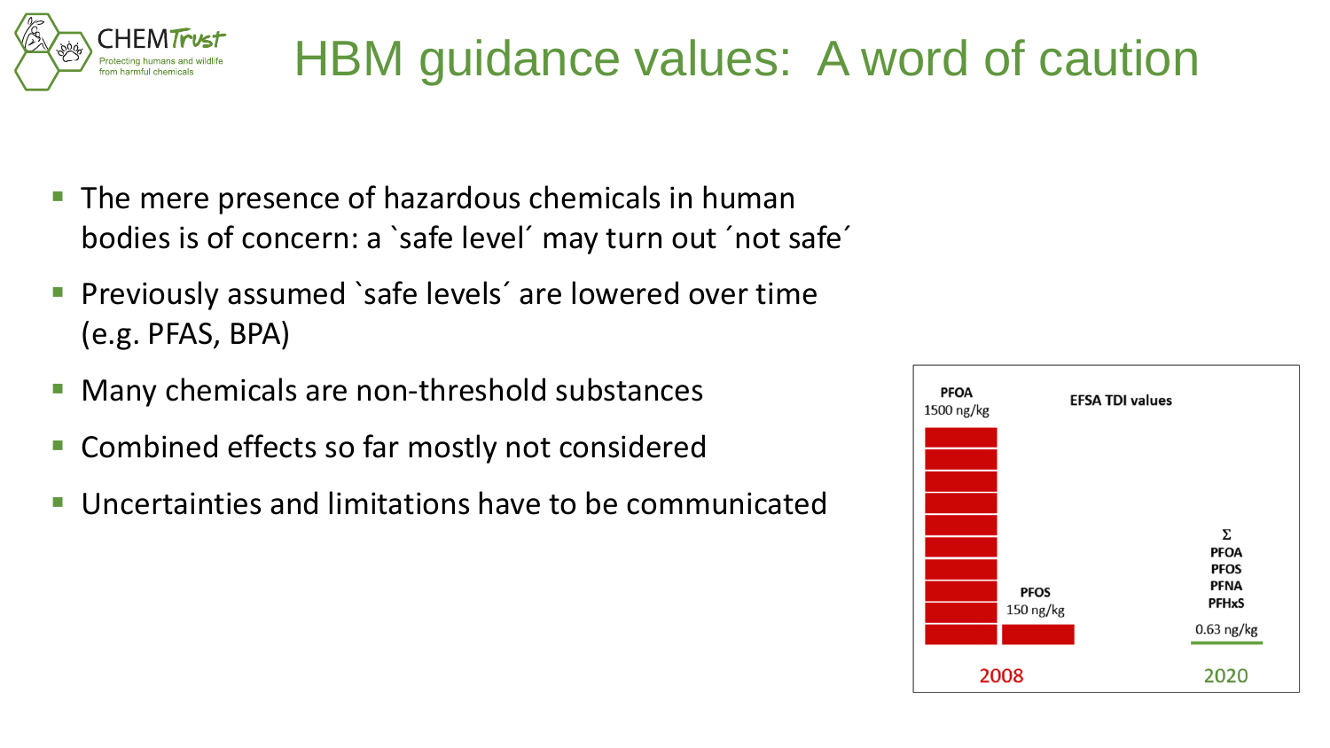# HBM guidance values: A word of caution

- The mere presence of hazardous chemicals in human bodies is of concern: a `safe level´ may turn out ´not safe´
- Previously assumed `safe levels´ are lowered over time (e.g. PFAS, BPA)
- Many chemicals are non-threshold substances
- Combined effects so far mostly not considered
- Uncertainties and limitations have to be communicated

**EFSA TDI values**

**PFOA** 1500 ng/kg

**PFOS** 150 ng/kg

2008

**Σ PFOA PFOS PFNA PFHxS**

0.63 ng/kg

2020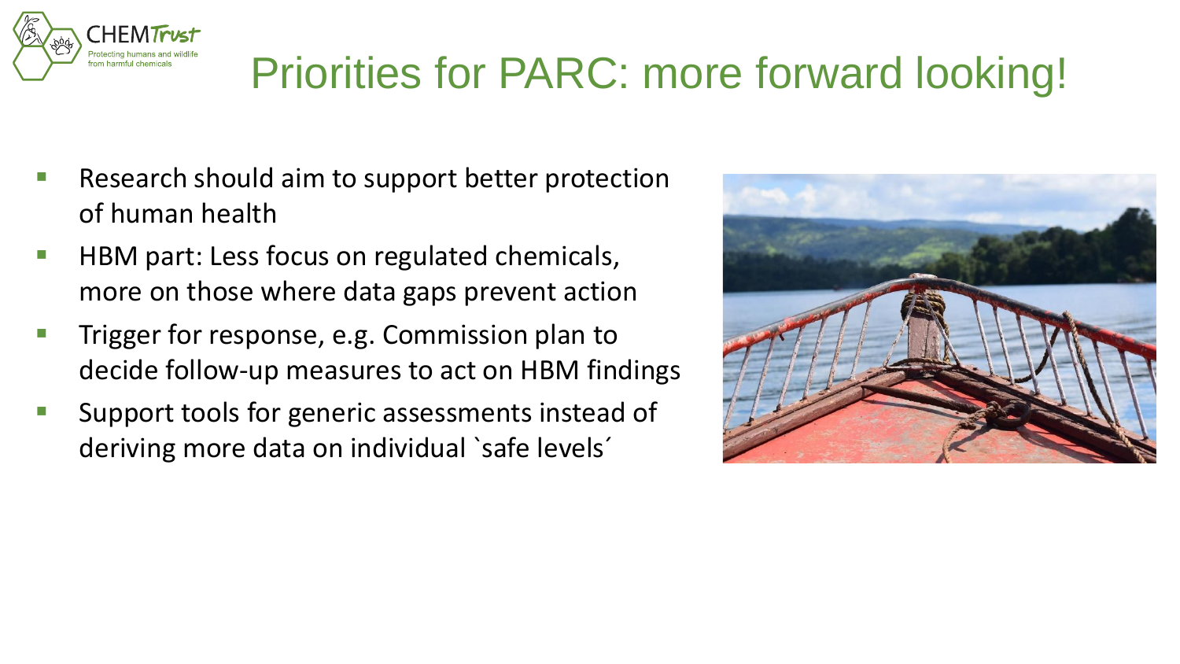# Priorities for PARC: more forward looking!

- Research should aim to support better protection of human health
- HBM part: Less focus on regulated chemicals, more on those where data gaps prevent action
- Trigger for response, e.g. Commission plan to decide follow-up measures to act on HBM findings
- Support tools for generic assessments instead of deriving more data on individual `safe levels´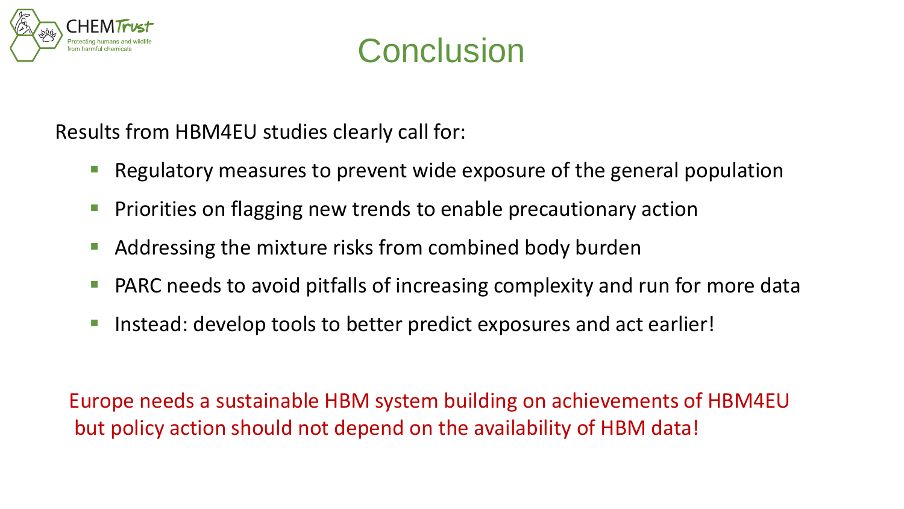# Conclusion

Results from HBM4EU studies clearly call for:

- Regulatory measures to prevent wide exposure of the general population
- Priorities on flagging new trends to enable precautionary action
- Addressing the mixture risks from combined body burden
- PARC needs to avoid pitfalls of increasing complexity and run for more data
- Instead: develop tools to better predict exposures and act earlier!

Europe needs a sustainable HBM system building on achievements of HBM4EU but policy action should not depend on the availability of HBM data!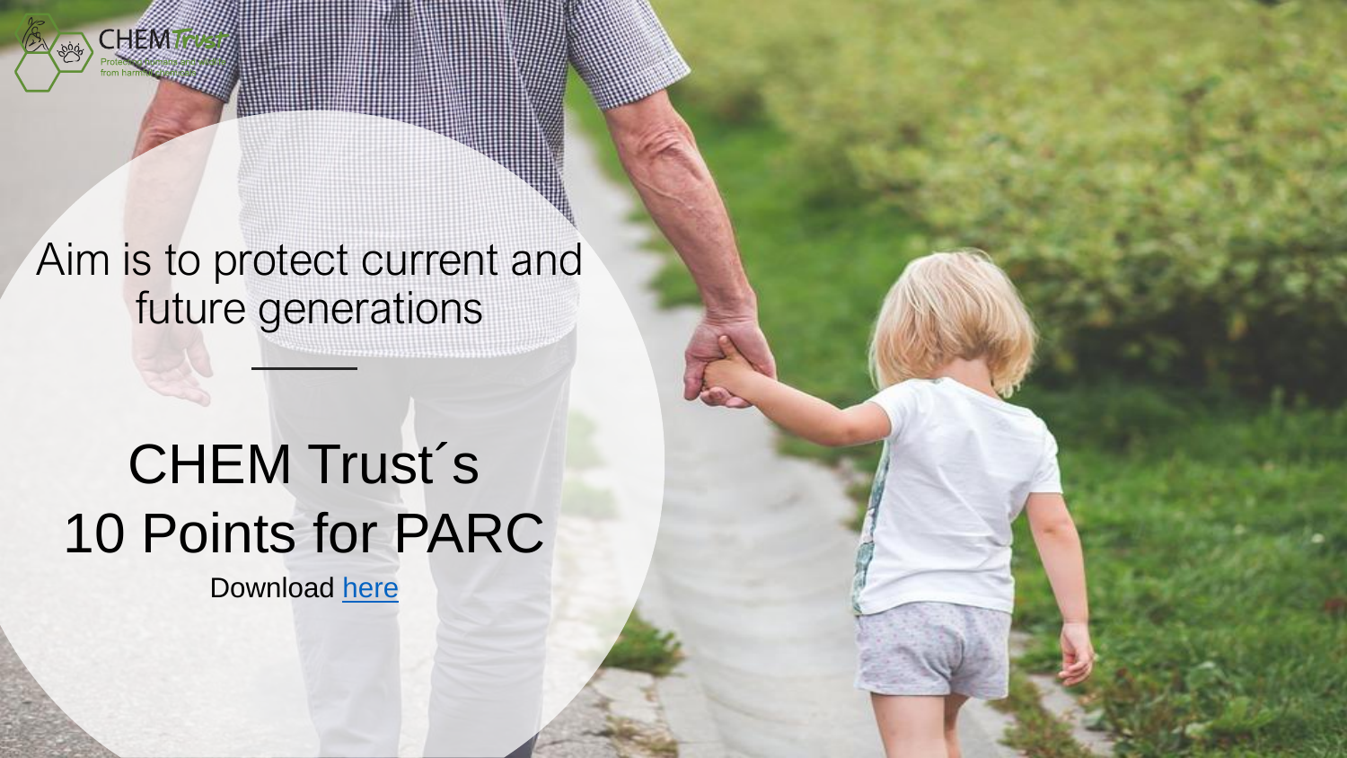Aim is to protect current and future generations

# CHEM Trust´s 10 Points for PARC

Download here